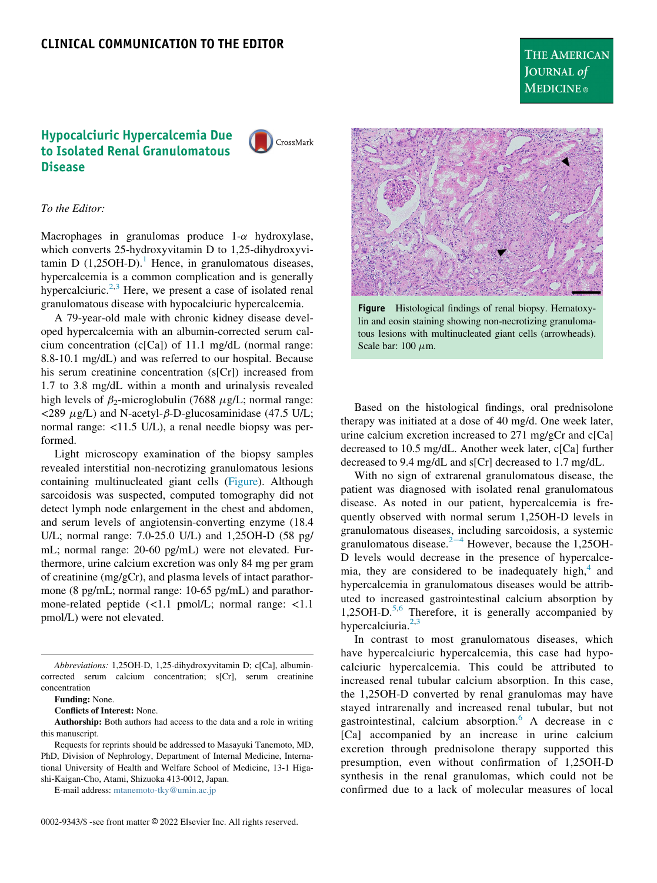## CLINICAL COMMUNICATION TO THE EDITOR

# Hypocalciuric Hypercalcemia Due to Isolated Renal Granulomatous Disease

*To the Editor:*

Macrophages in granulomas produce 1-$\alpha$ hydroxylase, which converts 25-hydroxyvitamin D to 1,25-dihydroxyvitamin D (1,25OH-D).[1] Hence, in granulomatous diseases, hypercalcemia is a common complication and is generally hypercalciuric.[2,3] Here, we present a case of isolated renal granulomatous disease with hypocalciuric hypercalcemia.

A 79-year-old male with chronic kidney disease developed hypercalcemia with an albumin-corrected serum calcium concentration (c[Ca]) of 11.1 mg/dL (normal range: 8.8-10.1 mg/dL) and was referred to our hospital. Because his serum creatinine concentration (s[Cr]) increased from 1.7 to 3.8 mg/dL within a month and urinalysis revealed high levels of $\beta_2$-microglobulin (7688 $\mu$g/L; normal range: <289 $\mu$g/L) and N-acetyl-$\beta$-D-glucosaminidase (47.5 U/L; normal range: <11.5 U/L), a renal needle biopsy was performed.

Light microscopy examination of the biopsy samples revealed interstitial non-necrotizing granulomatous lesions containing multinucleated giant cells (Figure). Although sarcoidosis was suspected, computed tomography did not detect lymph node enlargement in the chest and abdomen, and serum levels of angiotensin-converting enzyme (18.4 U/L; normal range: 7.0-25.0 U/L) and 1,25OH-D (58 pg/mL; normal range: 20-60 pg/mL) were not elevated. Furthermore, urine calcium excretion was only 84 mg per gram of creatinine (mg/gCr), and plasma levels of intact parathormone (8 pg/mL; normal range: 10-65 pg/mL) and parathormone-related peptide (<1.1 pmol/L; normal range: <1.1 pmol/L) were not elevated.

**Figure** Histological findings of renal biopsy. Hematoxylin and eosin staining showing non-necrotizing granulomatous lesions with multinucleated giant cells (arrowheads). Scale bar: 100 $\mu$m.

Based on the histological findings, oral prednisolone therapy was initiated at a dose of 40 mg/d. One week later, urine calcium excretion increased to 271 mg/gCr and c[Ca] decreased to 10.5 mg/dL. Another week later, c[Ca] further decreased to 9.4 mg/dL and s[Cr] decreased to 1.7 mg/dL.

With no sign of extrarenal granulomatous disease, the patient was diagnosed with isolated renal granulomatous disease. As noted in our patient, hypercalcemia is frequently observed with normal serum 1,25OH-D levels in granulomatous diseases, including sarcoidosis, a systemic granulomatous disease.[2-4] However, because the 1,25OH-D levels would decrease in the presence of hypercalcemia, they are considered to be inadequately high,[4] and hypercalcemia in granulomatous diseases would be attributed to increased gastrointestinal calcium absorption by 1,25OH-D.[5,6] Therefore, it is generally accompanied by hypercalciuria.[2,3]

In contrast to most granulomatous diseases, which have hypercalciuric hypercalcemia, this case had hypocalciuric hypercalcemia. This could be attributed to increased renal tubular calcium absorption. In this case, the 1,25OH-D converted by renal granulomas may have stayed intrarenally and increased renal tubular, but not gastrointestinal, calcium absorption.[6] A decrease in c[Ca] accompanied by an increase in urine calcium excretion through prednisolone therapy supported this presumption, even without confirmation of 1,25OH-D synthesis in the renal granulomas, which could not be confirmed due to a lack of molecular measures of local

*Abbreviations:* 1,25OH-D, 1,25-dihydroxyvitamin D; c[Ca], albumin-corrected serum calcium concentration; s[Cr], serum creatinine concentration

**Funding:** None.

**Conflicts of Interest:** None.

**Authorship:** Both authors had access to the data and a role in writing this manuscript.

Requests for reprints should be addressed to Masayuki Tanemoto, MD, PhD, Division of Nephrology, Department of Internal Medicine, International University of Health and Welfare School of Medicine, 13-1 Higashi-Kaigan-Cho, Atami, Shizuoka 413-0012, Japan.

E-mail address: mtanemoto-tky@umin.ac.jp

0002-9343/$ -see front matter © 2022 Elsevier Inc. All rights reserved.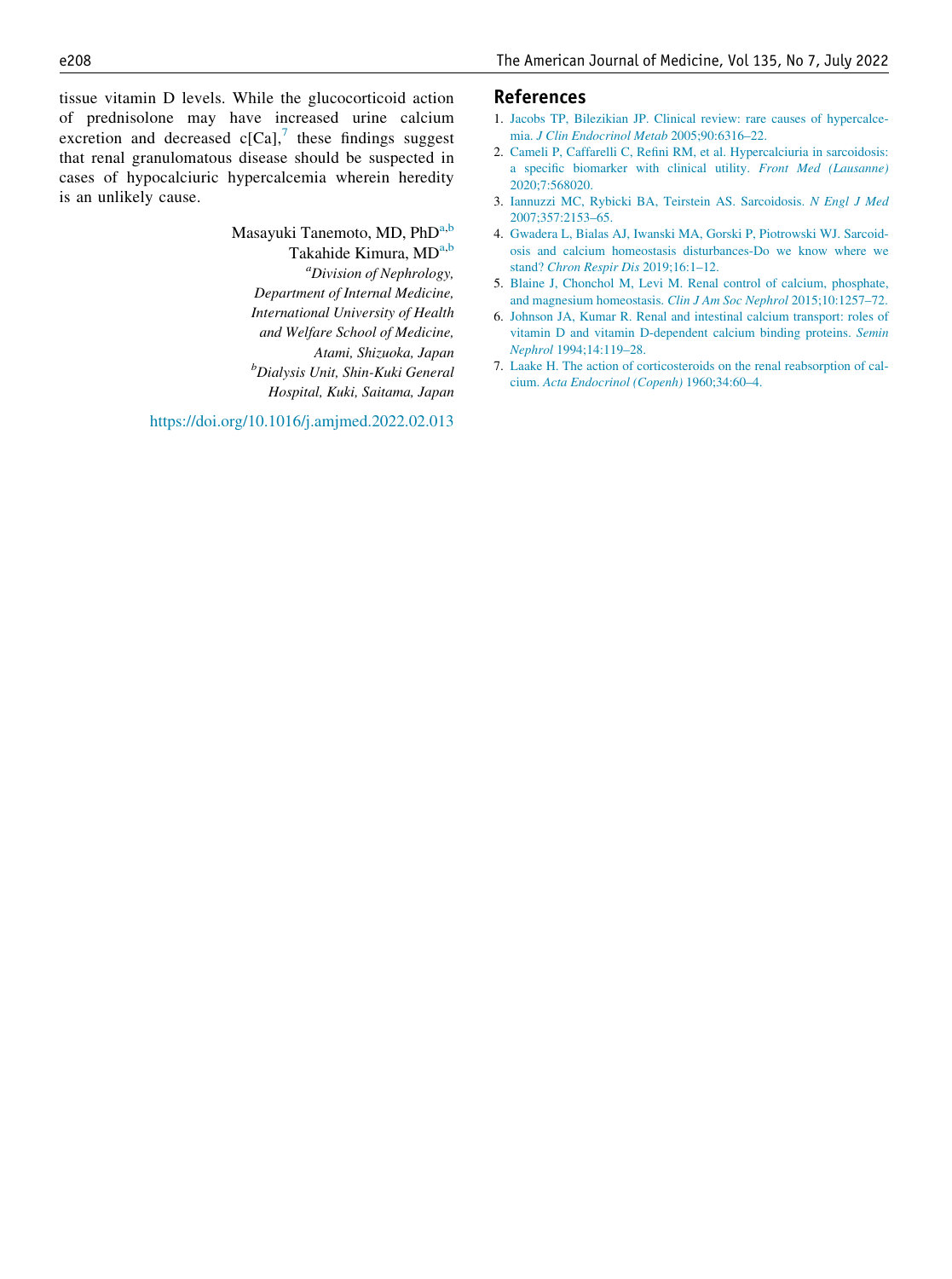tissue vitamin D levels. While the glucocorticoid action of prednisolone may have increased urine calcium excretion and decreased c[Ca],[7] these findings suggest that renal granulomatous disease should be suspected in cases of hypocalciuric hypercalcemia wherein heredity is an unlikely cause.

Masayuki Tanemoto, MD, PhD[a,b]
Takahide Kimura, MD[a,b]

[a]*Division of Nephrology, Department of Internal Medicine, International University of Health and Welfare School of Medicine, Atami, Shizuoka, Japan*

[b]*Dialysis Unit, Shin-Kuki General Hospital, Kuki, Saitama, Japan*

https://doi.org/10.1016/j.amjmed.2022.02.013

## References

1. Jacobs TP, Bilezikian JP. Clinical review: rare causes of hypercalcemia. *J Clin Endocrinol Metab* 2005;90:6316–22.
2. Cameli P, Caffarelli C, Refini RM, et al. Hypercalciuria in sarcoidosis: a specific biomarker with clinical utility. *Front Med (Lausanne)* 2020;7:568020.
3. Iannuzzi MC, Rybicki BA, Teirstein AS. Sarcoidosis. *N Engl J Med* 2007;357:2153–65.
4. Gwadera L, Bialas AJ, Iwanski MA, Gorski P, Piotrowski WJ. Sarcoidosis and calcium homeostasis disturbances-Do we know where we stand? *Chron Respir Dis* 2019;16:1–12.
5. Blaine J, Chonchol M, Levi M. Renal control of calcium, phosphate, and magnesium homeostasis. *Clin J Am Soc Nephrol* 2015;10:1257–72.
6. Johnson JA, Kumar R. Renal and intestinal calcium transport: roles of vitamin D and vitamin D-dependent calcium binding proteins. *Semin Nephrol* 1994;14:119–28.
7. Laake H. The action of corticosteroids on the renal reabsorption of calcium. *Acta Endocrinol (Copenh)* 1960;34:60–4.